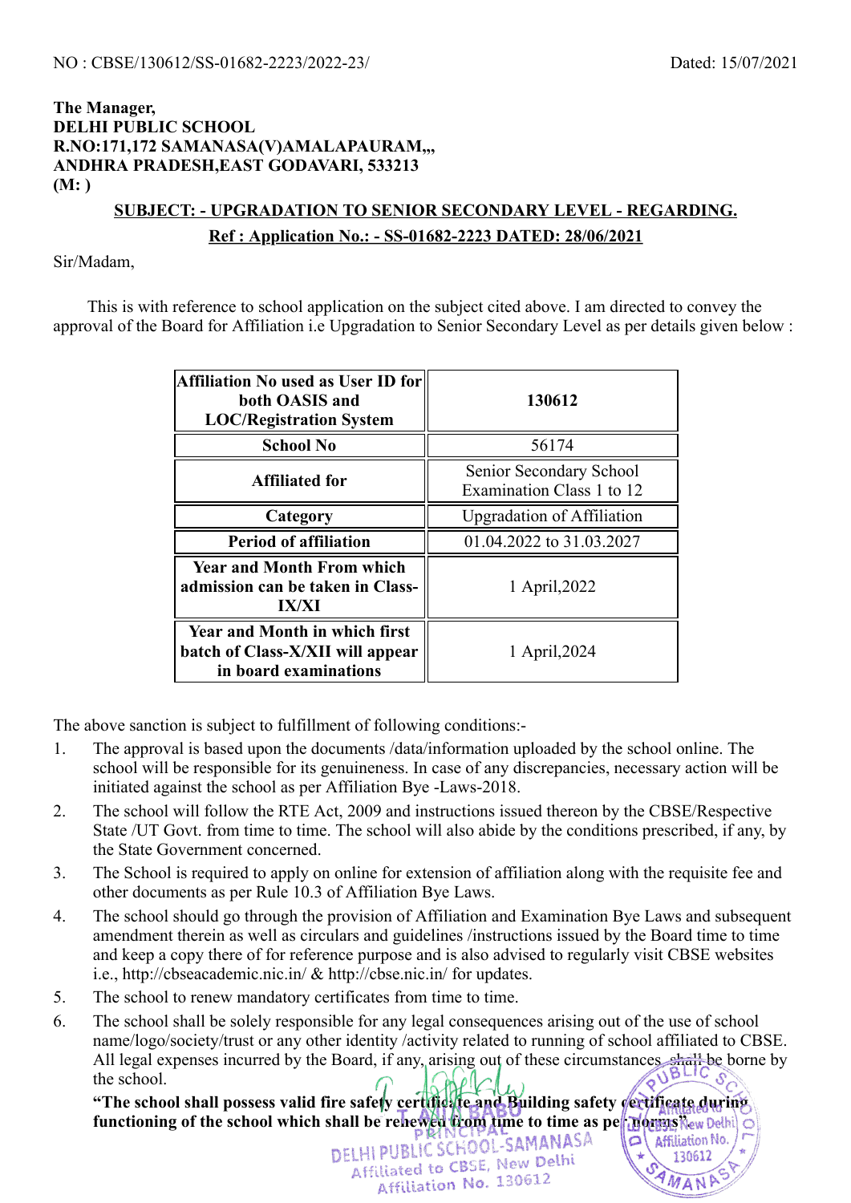NO : CBSE/130612/SS-01682-2223/2022-23/ Dated: 15/07/2021

**The Manager,**
**DELHI PUBLIC SCHOOL**
**R.NO:171,172 SAMANASA(V)AMALAPAURAM,,,**
**ANDHRA PRADESH,EAST GODAVARI, 533213**
**(M: )**

**SUBJECT: - UPGRADATION TO SENIOR SECONDARY LEVEL - REGARDING.**

**Ref : Application No.: - SS-01682-2223 DATED: 28/06/2021**

Sir/Madam,

This is with reference to school application on the subject cited above. I am directed to convey the approval of the Board for Affiliation i.e Upgradation to Senior Secondary Level as per details given below :

| **Affiliation No used as User ID for both OASIS and LOC/Registration System** | **130612** |
|---|---|
| **School No** | 56174 |
| **Affiliated for** | Senior Secondary School Examination Class 1 to 12 |
| **Category** | Upgradation of Affiliation |
| **Period of affiliation** | 01.04.2022 to 31.03.2027 |
| **Year and Month From which admission can be taken in Class-IX/XI** | 1 April,2022 |
| **Year and Month in which first batch of Class-X/XII will appear in board examinations** | 1 April,2024 |

The above sanction is subject to fulfillment of following conditions:-

1. The approval is based upon the documents /data/information uploaded by the school online. The school will be responsible for its genuineness. In case of any discrepancies, necessary action will be initiated against the school as per Affiliation Bye -Laws-2018.
2. The school will follow the RTE Act, 2009 and instructions issued thereon by the CBSE/Respective State /UT Govt. from time to time. The school will also abide by the conditions prescribed, if any, by the State Government concerned.
3. The School is required to apply on online for extension of affiliation along with the requisite fee and other documents as per Rule 10.3 of Affiliation Bye Laws.
4. The school should go through the provision of Affiliation and Examination Bye Laws and subsequent amendment therein as well as circulars and guidelines /instructions issued by the Board time to time and keep a copy there of for reference purpose and is also advised to regularly visit CBSE websites i.e., http://cbseacademic.nic.in/ & http://cbse.nic.in/ for updates.
5. The school to renew mandatory certificates from time to time.
6. The school shall be solely responsible for any legal consequences arising out of the use of school name/logo/society/trust or any other identity /activity related to running of school affiliated to CBSE. All legal expenses incurred by the Board, if any, arising out of these circumstances shall be borne by the school.

**"The school shall possess valid fire safety certificate and Building safety certificate during functioning of the school which shall be renewed from time to time as per norms".**

PRINCIPAL
DELHI PUBLIC SCHOOL-SAMANASA
Affiliated to CBSE, New Delhi
Affiliation No. 130612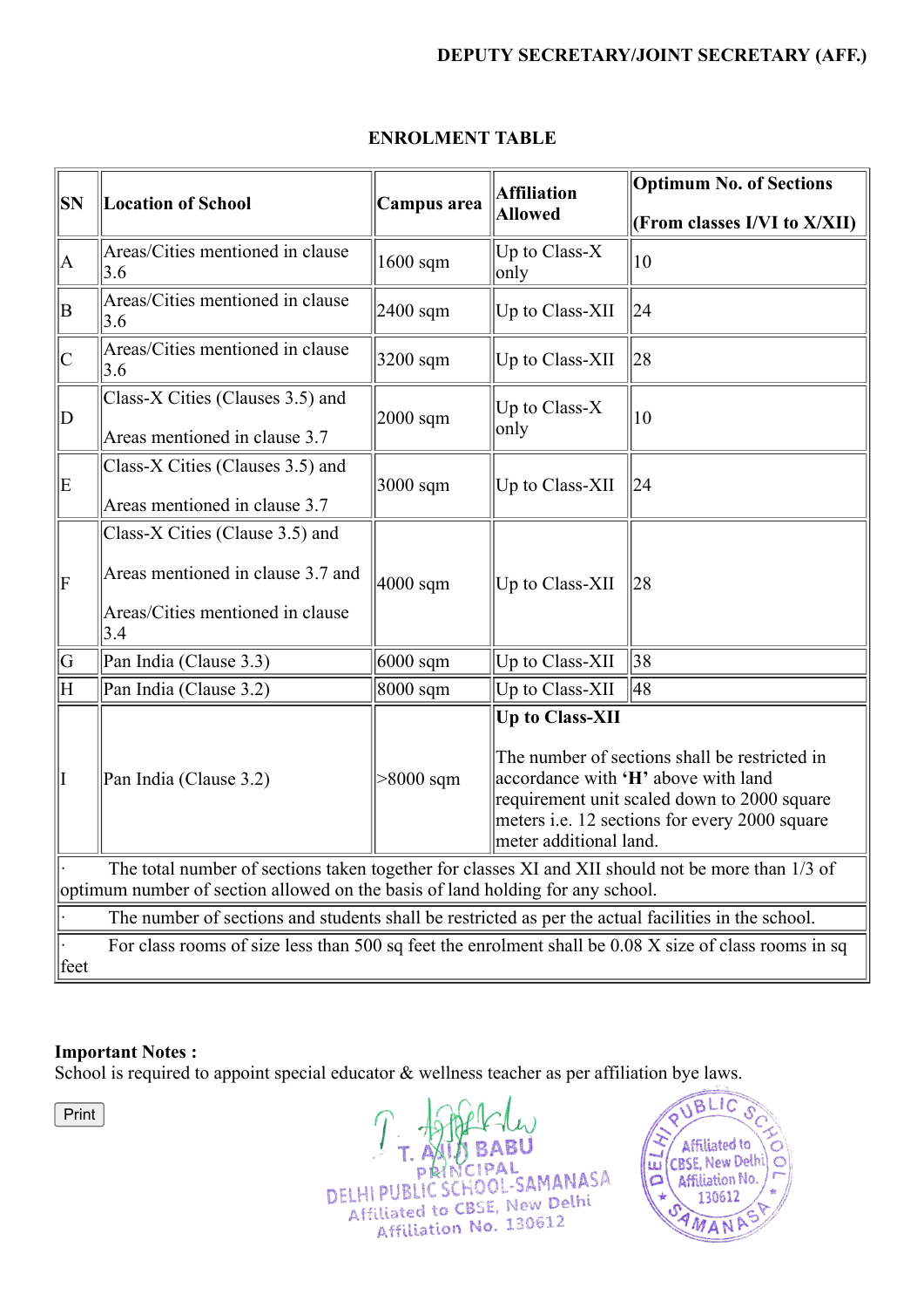**DEPUTY SECRETARY/JOINT SECRETARY (AFF.)**

## ENROLMENT TABLE

| SN | Location of School | Campus area | Affiliation Allowed | Optimum No. of Sections (From classes I/VI to X/XII) |
|---|---|---|---|---|
| A | Areas/Cities mentioned in clause 3.6 | 1600 sqm | Up to Class-X only | 10 |
| B | Areas/Cities mentioned in clause 3.6 | 2400 sqm | Up to Class-XII | 24 |
| C | Areas/Cities mentioned in clause 3.6 | 3200 sqm | Up to Class-XII | 28 |
| D | Class-X Cities (Clauses 3.5) and Areas mentioned in clause 3.7 | 2000 sqm | Up to Class-X only | 10 |
| E | Class-X Cities (Clauses 3.5) and Areas mentioned in clause 3.7 | 3000 sqm | Up to Class-XII | 24 |
| F | Class-X Cities (Clause 3.5) and Areas mentioned in clause 3.7 and Areas/Cities mentioned in clause 3.4 | 4000 sqm | Up to Class-XII | 28 |
| G | Pan India (Clause 3.3) | 6000 sqm | Up to Class-XII | 38 |
| H | Pan India (Clause 3.2) | 8000 sqm | Up to Class-XII | 48 |
| I | Pan India (Clause 3.2) | >8000 sqm | **Up to Class-XII** The number of sections shall be restricted in accordance with **'H'** above with land requirement unit scaled down to 2000 square meters i.e. 12 sections for every 2000 square meter additional land. | |

- The total number of sections taken together for classes XI and XII should not be more than 1/3 of optimum number of section allowed on the basis of land holding for any school.
- The number of sections and students shall be restricted as per the actual facilities in the school.
- For class rooms of size less than 500 sq feet the enrolment shall be 0.08 X size of class rooms in sq feet

**Important Notes :**
School is required to appoint special educator & wellness teacher as per affiliation bye laws.

Print

T. ANIL BABU
PRINCIPAL
DELHI PUBLIC SCHOOL-SAMANASA
Affiliated to CBSE, New Delhi
Affiliation No. 130612

DELHI PUBLIC SCHOOL SAMANASA
Affiliated to CBSE, New Delhi
Affiliation No. 130612